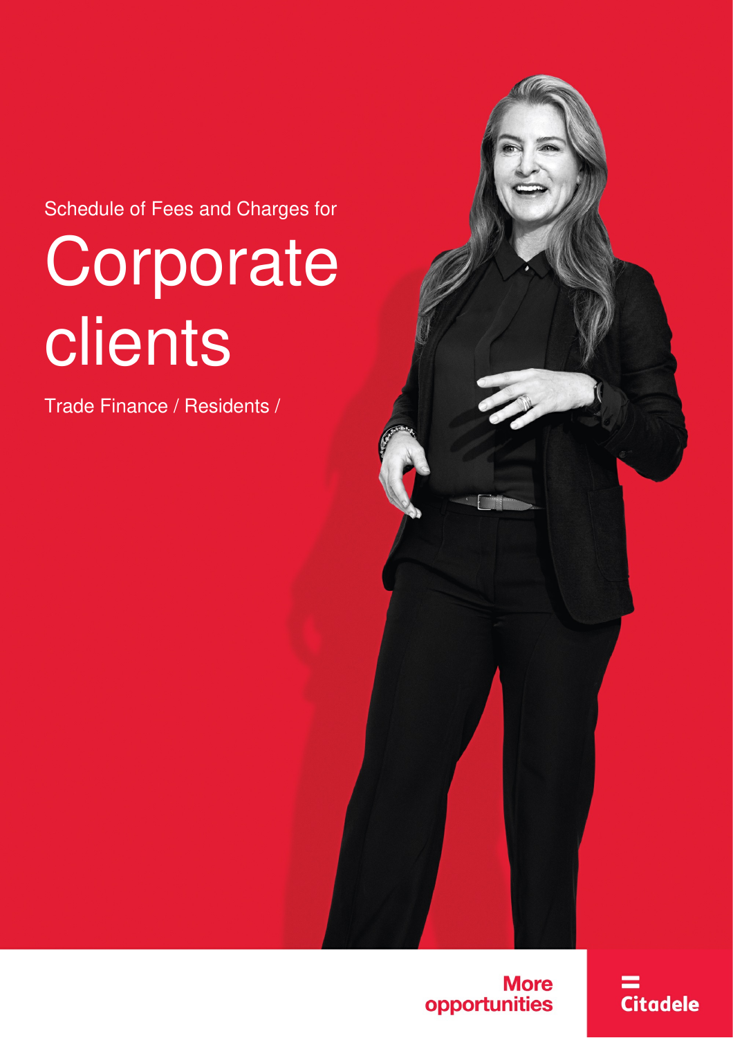Schedule of Fees and Charges for

# Corporate clients

Trade Finance / Residents /

More opportunities

Citadele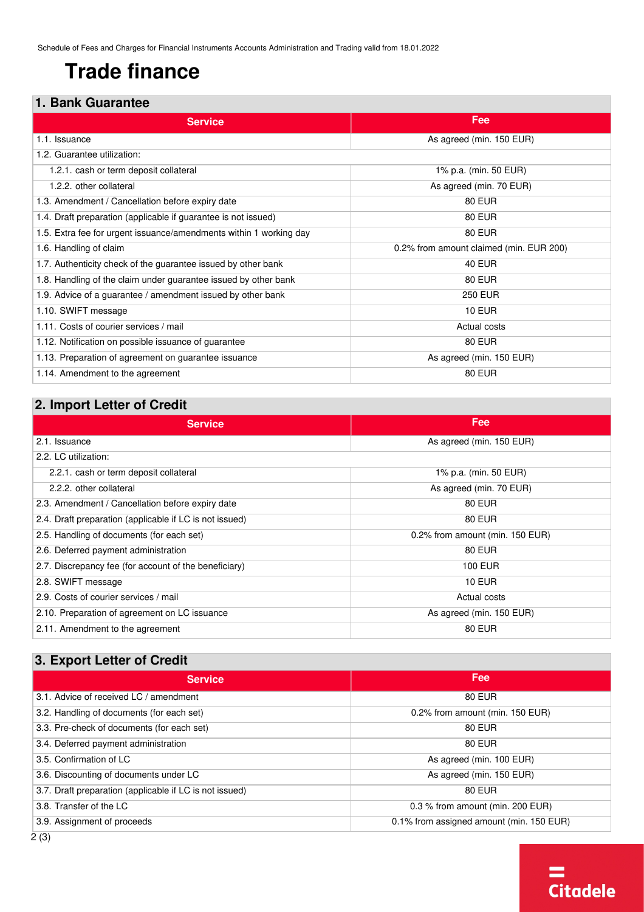# Trade finance

## 1. Bank Guarantee

| Service | Fee |
|---|---|
| 1.1. Issuance | As agreed (min. 150 EUR) |
| 1.2. Guarantee utilization: | |
| 1.2.1. cash or term deposit collateral | 1% p.a. (min. 50 EUR) |
| 1.2.2. other collateral | As agreed (min. 70 EUR) |
| 1.3. Amendment / Cancellation before expiry date | 80 EUR |
| 1.4. Draft preparation (applicable if guarantee is not issued) | 80 EUR |
| 1.5. Extra fee for urgent issuance/amendments within 1 working day | 80 EUR |
| 1.6. Handling of claim | 0.2% from amount claimed (min. EUR 200) |
| 1.7. Authenticity check of the guarantee issued by other bank | 40 EUR |
| 1.8. Handling of the claim under guarantee issued by other bank | 80 EUR |
| 1.9. Advice of a guarantee / amendment issued by other bank | 250 EUR |
| 1.10. SWIFT message | 10 EUR |
| 1.11. Costs of courier services / mail | Actual costs |
| 1.12. Notification on possible issuance of guarantee | 80 EUR |
| 1.13. Preparation of agreement on guarantee issuance | As agreed (min. 150 EUR) |
| 1.14. Amendment to the agreement | 80 EUR |

## 2. Import Letter of Credit

| Service | Fee |
|---|---|
| 2.1. Issuance | As agreed (min. 150 EUR) |
| 2.2. LC utilization: | |
| 2.2.1. cash or term deposit collateral | 1% p.a. (min. 50 EUR) |
| 2.2.2. other collateral | As agreed (min. 70 EUR) |
| 2.3. Amendment / Cancellation before expiry date | 80 EUR |
| 2.4. Draft preparation (applicable if LC is not issued) | 80 EUR |
| 2.5. Handling of documents (for each set) | 0.2% from amount (min. 150 EUR) |
| 2.6. Deferred payment administration | 80 EUR |
| 2.7. Discrepancy fee (for account of the beneficiary) | 100 EUR |
| 2.8. SWIFT message | 10 EUR |
| 2.9. Costs of courier services / mail | Actual costs |
| 2.10. Preparation of agreement on LC issuance | As agreed (min. 150 EUR) |
| 2.11. Amendment to the agreement | 80 EUR |

## 3. Export Letter of Credit

| Service | Fee |
|---|---|
| 3.1. Advice of received LC / amendment | 80 EUR |
| 3.2. Handling of documents (for each set) | 0.2% from amount (min. 150 EUR) |
| 3.3. Pre-check of documents (for each set) | 80 EUR |
| 3.4. Deferred payment administration | 80 EUR |
| 3.5. Confirmation of LC | As agreed (min. 100 EUR) |
| 3.6. Discounting of documents under LC | As agreed (min. 150 EUR) |
| 3.7. Draft preparation (applicable if LC is not issued) | 80 EUR |
| 3.8. Transfer of the LC | 0.3 % from amount (min. 200 EUR) |
| 3.9. Assignment of proceeds | 0.1% from assigned amount (min. 150 EUR) |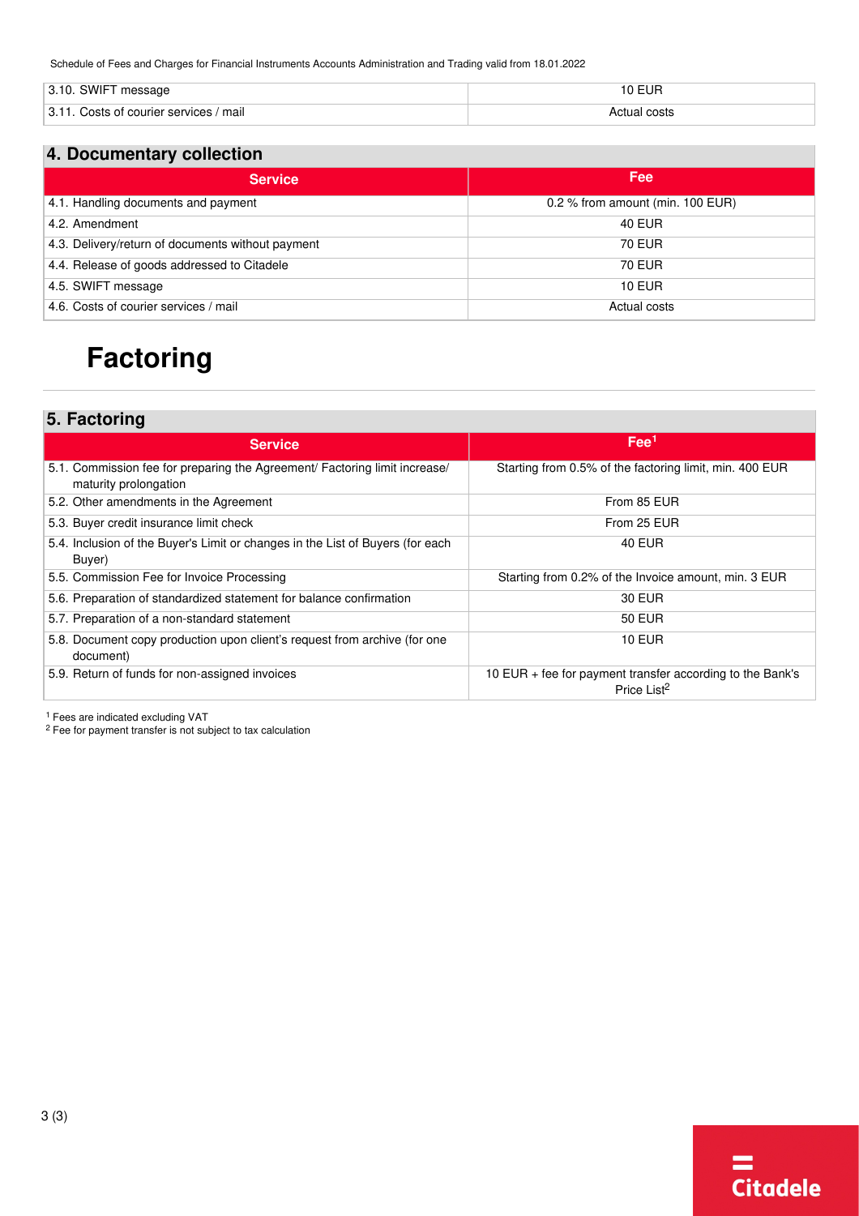| | |
|---|---|
| 3.10. SWIFT message | 10 EUR |
| 3.11. Costs of courier services / mail | Actual costs |

## 4. Documentary collection

| Service | Fee |
|---|---|
| 4.1. Handling documents and payment | 0.2 % from amount (min. 100 EUR) |
| 4.2. Amendment | 40 EUR |
| 4.3. Delivery/return of documents without payment | 70 EUR |
| 4.4. Release of goods addressed to Citadele | 70 EUR |
| 4.5. SWIFT message | 10 EUR |
| 4.6. Costs of courier services / mail | Actual costs |

# Factoring

## 5. Factoring

| Service | Fee[1] |
|---|---|
| 5.1. Commission fee for preparing the Agreement/ Factoring limit increase/ maturity prolongation | Starting from 0.5% of the factoring limit, min. 400 EUR |
| 5.2. Other amendments in the Agreement | From 85 EUR |
| 5.3. Buyer credit insurance limit check | From 25 EUR |
| 5.4. Inclusion of the Buyer's Limit or changes in the List of Buyers (for each Buyer) | 40 EUR |
| 5.5. Commission Fee for Invoice Processing | Starting from 0.2% of the Invoice amount, min. 3 EUR |
| 5.6. Preparation of standardized statement for balance confirmation | 30 EUR |
| 5.7. Preparation of a non-standard statement | 50 EUR |
| 5.8. Document copy production upon client's request from archive (for one document) | 10 EUR |
| 5.9. Return of funds for non-assigned invoices | 10 EUR + fee for payment transfer according to the Bank's Price List[2] |

[1] Fees are indicated excluding VAT
[2] Fee for payment transfer is not subject to tax calculation